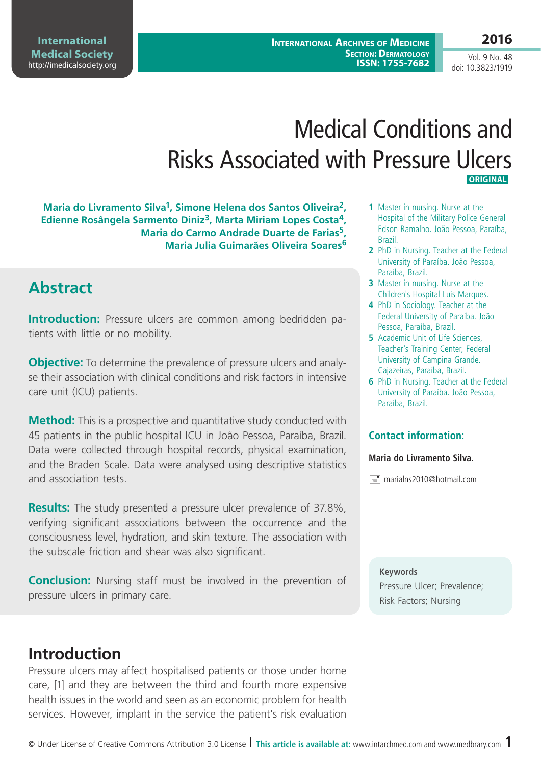# Medical Conditions and Risks Associated with Pressure Ulcers

ORIGINAL

**Maria do Livramento Silva[1], Simone Helena dos Santos Oliveira[2], Edienne Rosângela Sarmento Diniz[3], Marta Miriam Lopes Costa[4], Maria do Carmo Andrade Duarte de Farias[5], Maria Julia Guimarães Oliveira Soares[6]**

1 Master in nursing. Nurse at the Hospital of the Military Police General Edson Ramalho. João Pessoa, Paraíba, Brazil.
2 PhD in Nursing. Teacher at the Federal University of Paraíba. João Pessoa, Paraíba, Brazil.
3 Master in nursing. Nurse at the Children's Hospital Luis Marques.
4 PhD in Sociology. Teacher at the Federal University of Paraíba. João Pessoa, Paraíba, Brazil.
5 Academic Unit of Life Sciences, Teacher's Training Center, Federal University of Campina Grande. Cajazeiras, Paraíba, Brazil.
6 PhD in Nursing. Teacher at the Federal University of Paraíba. João Pessoa, Paraíba, Brazil.

**Contact information:**

**Maria do Livramento Silva.**

marialns2010@hotmail.com

## Abstract

**Introduction:** Pressure ulcers are common among bedridden patients with little or no mobility.

**Objective:** To determine the prevalence of pressure ulcers and analyse their association with clinical conditions and risk factors in intensive care unit (ICU) patients.

**Method:** This is a prospective and quantitative study conducted with 45 patients in the public hospital ICU in João Pessoa, Paraíba, Brazil. Data were collected through hospital records, physical examination, and the Braden Scale. Data were analysed using descriptive statistics and association tests.

**Results:** The study presented a pressure ulcer prevalence of 37.8%, verifying significant associations between the occurrence and the consciousness level, hydration, and skin texture. The association with the subscale friction and shear was also significant.

**Conclusion:** Nursing staff must be involved in the prevention of pressure ulcers in primary care.

**Keywords**
Pressure Ulcer; Prevalence; Risk Factors; Nursing

## Introduction

Pressure ulcers may affect hospitalised patients or those under home care, [1] and they are between the third and fourth more expensive health issues in the world and seen as an economic problem for health services. However, implant in the service the patient's risk evaluation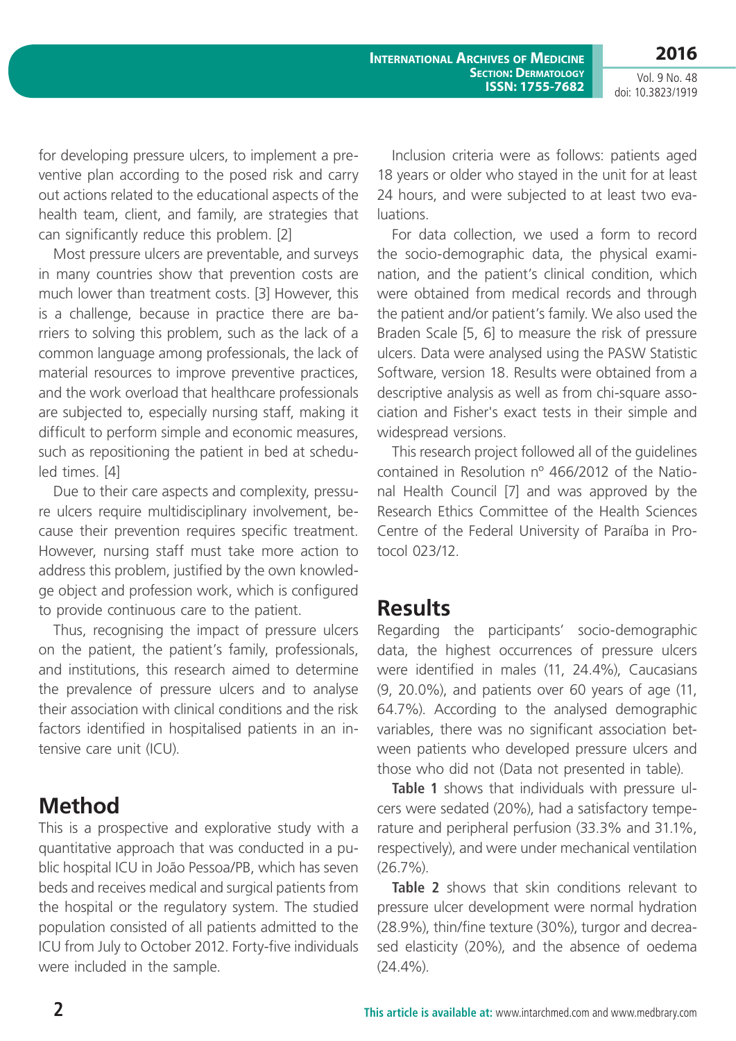for developing pressure ulcers, to implement a preventive plan according to the posed risk and carry out actions related to the educational aspects of the health team, client, and family, are strategies that can significantly reduce this problem. [2]

Most pressure ulcers are preventable, and surveys in many countries show that prevention costs are much lower than treatment costs. [3] However, this is a challenge, because in practice there are barriers to solving this problem, such as the lack of a common language among professionals, the lack of material resources to improve preventive practices, and the work overload that healthcare professionals are subjected to, especially nursing staff, making it difficult to perform simple and economic measures, such as repositioning the patient in bed at scheduled times. [4]

Due to their care aspects and complexity, pressure ulcers require multidisciplinary involvement, because their prevention requires specific treatment. However, nursing staff must take more action to address this problem, justified by the own knowledge object and profession work, which is configured to provide continuous care to the patient.

Thus, recognising the impact of pressure ulcers on the patient, the patient's family, professionals, and institutions, this research aimed to determine the prevalence of pressure ulcers and to analyse their association with clinical conditions and the risk factors identified in hospitalised patients in an intensive care unit (ICU).

## Method

This is a prospective and explorative study with a quantitative approach that was conducted in a public hospital ICU in João Pessoa/PB, which has seven beds and receives medical and surgical patients from the hospital or the regulatory system. The studied population consisted of all patients admitted to the ICU from July to October 2012. Forty-five individuals were included in the sample.

Inclusion criteria were as follows: patients aged 18 years or older who stayed in the unit for at least 24 hours, and were subjected to at least two evaluations.

For data collection, we used a form to record the socio-demographic data, the physical examination, and the patient's clinical condition, which were obtained from medical records and through the patient and/or patient's family. We also used the Braden Scale [5, 6] to measure the risk of pressure ulcers. Data were analysed using the PASW Statistic Software, version 18. Results were obtained from a descriptive analysis as well as from chi-square association and Fisher's exact tests in their simple and widespread versions.

This research project followed all of the guidelines contained in Resolution nº 466/2012 of the National Health Council [7] and was approved by the Research Ethics Committee of the Health Sciences Centre of the Federal University of Paraíba in Protocol 023/12.

## Results

Regarding the participants' socio-demographic data, the highest occurrences of pressure ulcers were identified in males (11, 24.4%), Caucasians (9, 20.0%), and patients over 60 years of age (11, 64.7%). According to the analysed demographic variables, there was no significant association between patients who developed pressure ulcers and those who did not (Data not presented in table).

**Table 1** shows that individuals with pressure ulcers were sedated (20%), had a satisfactory temperature and peripheral perfusion (33.3% and 31.1%, respectively), and were under mechanical ventilation (26.7%).

**Table 2** shows that skin conditions relevant to pressure ulcer development were normal hydration (28.9%), thin/fine texture (30%), turgor and decreased elasticity (20%), and the absence of oedema (24.4%).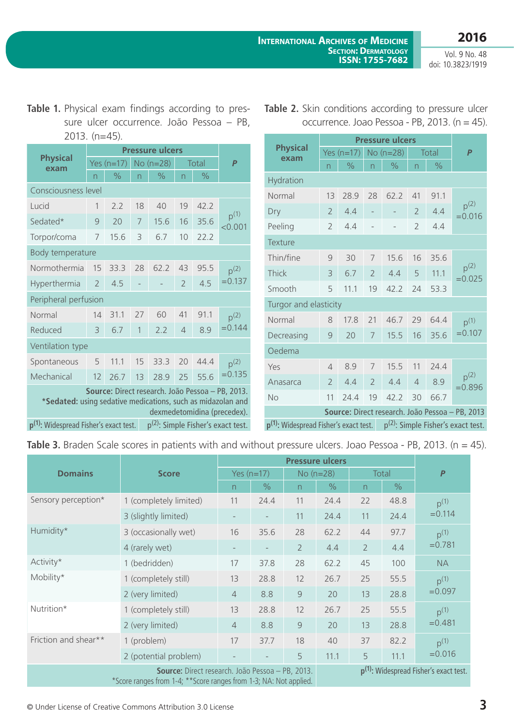**Table 1.** Physical exam findings according to pressure ulcer occurrence. João Pessoa – PB, 2013. (n=45).

| Physical exam | Pressure ulcers | | | | | | P |
|---|---|---|---|---|---|---|---|
| | Yes (n=17) | | No (n=28) | | Total | | |
| | n | % | n | % | n | % | |
| Consciousness level | | | | | | | |
| Lucid | 1 | 2.2 | 18 | 40 | 19 | 42.2 | $p^{(1)}$ <0.001 |
| Sedated* | 9 | 20 | 7 | 15.6 | 16 | 35.6 | |
| Torpor/coma | 7 | 15.6 | 3 | 6.7 | 10 | 22.2 | |
| Body temperature | | | | | | | |
| Normothermia | 15 | 33.3 | 28 | 62.2 | 43 | 95.5 | $p^{(2)}$ =0.137 |
| Hyperthermia | 2 | 4.5 | - | - | 2 | 4.5 | |
| Peripheral perfusion | | | | | | | |
| Normal | 14 | 31.1 | 27 | 60 | 41 | 91.1 | $p^{(2)}$ =0.144 |
| Reduced | 3 | 6.7 | 1 | 2.2 | 4 | 8.9 | |
| Ventilation type | | | | | | | |
| Spontaneous | 5 | 11.1 | 15 | 33.3 | 20 | 44.4 | $p^{(2)}$ =0.135 |
| Mechanical | 12 | 26.7 | 13 | 28.9 | 25 | 55.6 | |

**Source:** Direct research. João Pessoa – PB, 2013.
***Sedated:** using sedative medications, such as midazolan and dexmedetomidina (precedex).
$p^{(1)}$: Widespread Fisher's exact test. $p^{(2)}$: Simple Fisher's exact test.

**Table 2.** Skin conditions according to pressure ulcer occurrence. Joao Pessoa - PB, 2013. (n = 45).

| Physical exam | Pressure ulcers | | | | | | P |
|---|---|---|---|---|---|---|---|
| | Yes (n=17) | | No (n=28) | | Total | | |
| | n | % | n | % | n | % | |
| Hydration | | | | | | | |
| Normal | 13 | 28.9 | 28 | 62.2 | 41 | 91.1 | $p^{(2)}$ =0.016 |
| Dry | 2 | 4.4 | - | - | 2 | 4.4 | |
| Peeling | 2 | 4.4 | - | - | 2 | 4.4 | |
| Texture | | | | | | | |
| Thin/fine | 9 | 30 | 7 | 15.6 | 16 | 35.6 | $p^{(2)}$ =0.025 |
| Thick | 3 | 6.7 | 2 | 4.4 | 5 | 11.1 | |
| Smooth | 5 | 11.1 | 19 | 42.2 | 24 | 53.3 | |
| Turgor and elasticity | | | | | | | |
| Normal | 8 | 17.8 | 21 | 46.7 | 29 | 64.4 | $p^{(1)}$ =0.107 |
| Decreasing | 9 | 20 | 7 | 15.5 | 16 | 35.6 | |
| Oedema | | | | | | | |
| Yes | 4 | 8.9 | 7 | 15.5 | 11 | 24.4 | $p^{(2)}$ =0.896 |
| Anasarca | 2 | 4.4 | 2 | 4.4 | 4 | 8.9 | |
| No | 11 | 24.4 | 19 | 42.2 | 30 | 66.7 | |

**Source:** Direct research. João Pessoa – PB, 2013
$p^{(1)}$: Widespread Fisher's exact test. $p^{(2)}$: Simple Fisher's exact test.

**Table 3.** Braden Scale scores in patients with and without pressure ulcers. Joao Pessoa - PB, 2013. (n = 45).

| Domains | Score | Pressure ulcers | | | | | | P |
|---|---|---|---|---|---|---|---|---|
| | | Yes (n=17) | | No (n=28) | | Total | | |
| | | n | % | n | % | n | % | |
| Sensory perception* | 1 (completely limited) | 11 | 24.4 | 11 | 24.4 | 22 | 48.8 | $p^{(1)}$ =0.114 |
| | 3 (slightly limited) | - | - | 11 | 24.4 | 11 | 24.4 | |
| Humidity* | 3 (occasionally wet) | 16 | 35.6 | 28 | 62.2 | 44 | 97.7 | $p^{(1)}$ =0.781 |
| | 4 (rarely wet) | - | - | 2 | 4.4 | 2 | 4.4 | |
| Activity* | 1 (bedridden) | 17 | 37.8 | 28 | 62.2 | 45 | 100 | NA |
| Mobility* | 1 (completely still) | 13 | 28.8 | 12 | 26.7 | 25 | 55.5 | $p^{(1)}$ =0.097 |
| | 2 (very limited) | 4 | 8.8 | 9 | 20 | 13 | 28.8 | |
| Nutrition* | 1 (completely still) | 13 | 28.8 | 12 | 26.7 | 25 | 55.5 | $p^{(1)}$ =0.481 |
| | 2 (very limited) | 4 | 8.8 | 9 | 20 | 13 | 28.8 | |
| Friction and shear** | 1 (problem) | 17 | 37.7 | 18 | 40 | 37 | 82.2 | $p^{(1)}$ =0.016 |
| | 2 (potential problem) | - | - | 5 | 11.1 | 5 | 11.1 | |

**Source:** Direct research. João Pessoa – PB, 2013.
*Score ranges from 1-4; **Score ranges from 1-3; NA: Not applied.
$p^{(1)}$: Widespread Fisher's exact test.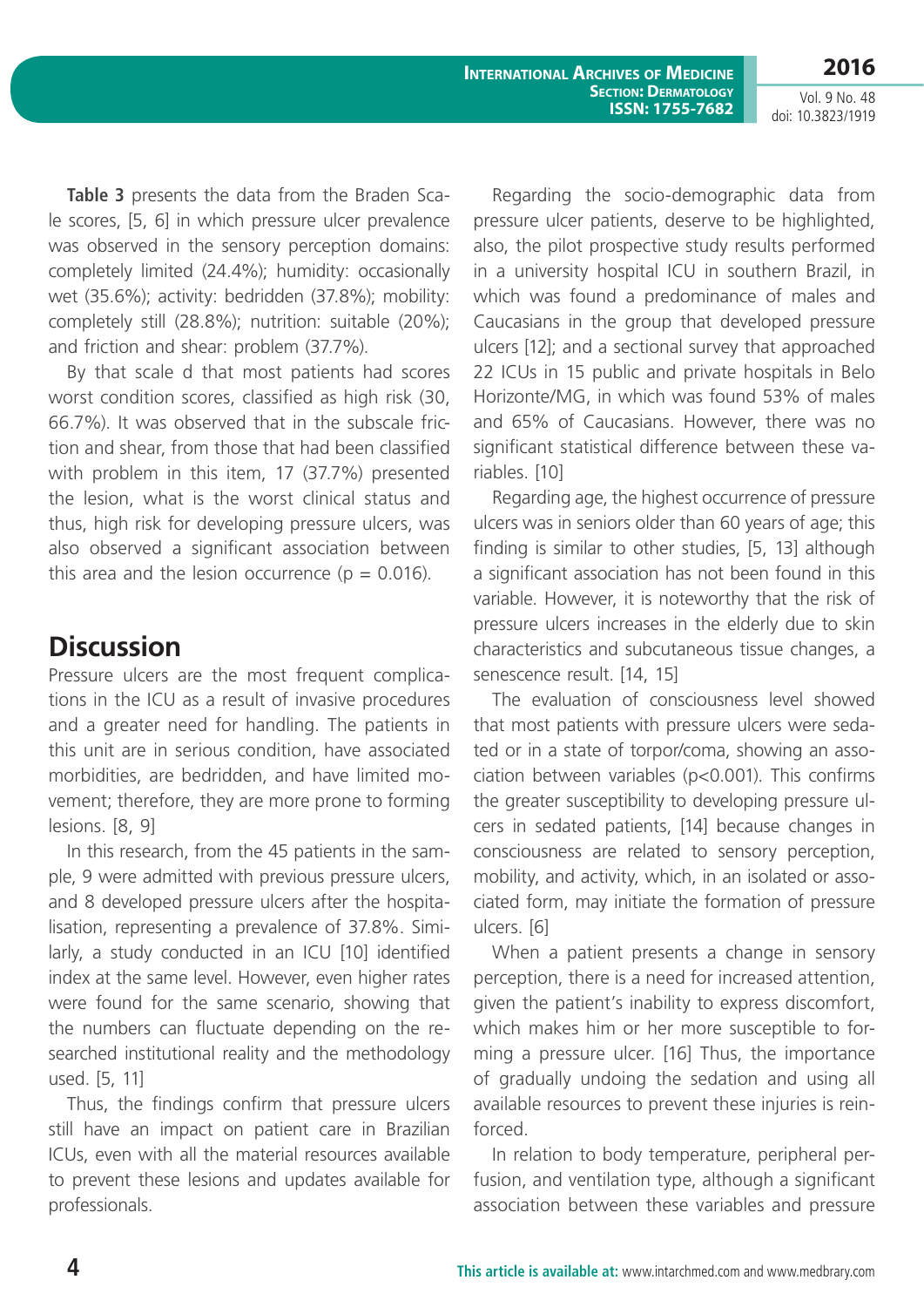**Table 3** presents the data from the Braden Scale scores, [5, 6] in which pressure ulcer prevalence was observed in the sensory perception domains: completely limited (24.4%); humidity: occasionally wet (35.6%); activity: bedridden (37.8%); mobility: completely still (28.8%); nutrition: suitable (20%); and friction and shear: problem (37.7%).

By that scale d that most patients had scores worst condition scores, classified as high risk (30, 66.7%). It was observed that in the subscale friction and shear, from those that had been classified with problem in this item, 17 (37.7%) presented the lesion, what is the worst clinical status and thus, high risk for developing pressure ulcers, was also observed a significant association between this area and the lesion occurrence (p = 0.016).

## Discussion

Pressure ulcers are the most frequent complications in the ICU as a result of invasive procedures and a greater need for handling. The patients in this unit are in serious condition, have associated morbidities, are bedridden, and have limited movement; therefore, they are more prone to forming lesions. [8, 9]

In this research, from the 45 patients in the sample, 9 were admitted with previous pressure ulcers, and 8 developed pressure ulcers after the hospitalisation, representing a prevalence of 37.8%. Similarly, a study conducted in an ICU [10] identified index at the same level. However, even higher rates were found for the same scenario, showing that the numbers can fluctuate depending on the researched institutional reality and the methodology used. [5, 11]

Thus, the findings confirm that pressure ulcers still have an impact on patient care in Brazilian ICUs, even with all the material resources available to prevent these lesions and updates available for professionals.

Regarding the socio-demographic data from pressure ulcer patients, deserve to be highlighted, also, the pilot prospective study results performed in a university hospital ICU in southern Brazil, in which was found a predominance of males and Caucasians in the group that developed pressure ulcers [12]; and a sectional survey that approached 22 ICUs in 15 public and private hospitals in Belo Horizonte/MG, in which was found 53% of males and 65% of Caucasians. However, there was no significant statistical difference between these variables. [10]

Regarding age, the highest occurrence of pressure ulcers was in seniors older than 60 years of age; this finding is similar to other studies, [5, 13] although a significant association has not been found in this variable. However, it is noteworthy that the risk of pressure ulcers increases in the elderly due to skin characteristics and subcutaneous tissue changes, a senescence result. [14, 15]

The evaluation of consciousness level showed that most patients with pressure ulcers were sedated or in a state of torpor/coma, showing an association between variables (p<0.001). This confirms the greater susceptibility to developing pressure ulcers in sedated patients, [14] because changes in consciousness are related to sensory perception, mobility, and activity, which, in an isolated or associated form, may initiate the formation of pressure ulcers. [6]

When a patient presents a change in sensory perception, there is a need for increased attention, given the patient's inability to express discomfort, which makes him or her more susceptible to forming a pressure ulcer. [16] Thus, the importance of gradually undoing the sedation and using all available resources to prevent these injuries is reinforced.

In relation to body temperature, peripheral perfusion, and ventilation type, although a significant association between these variables and pressure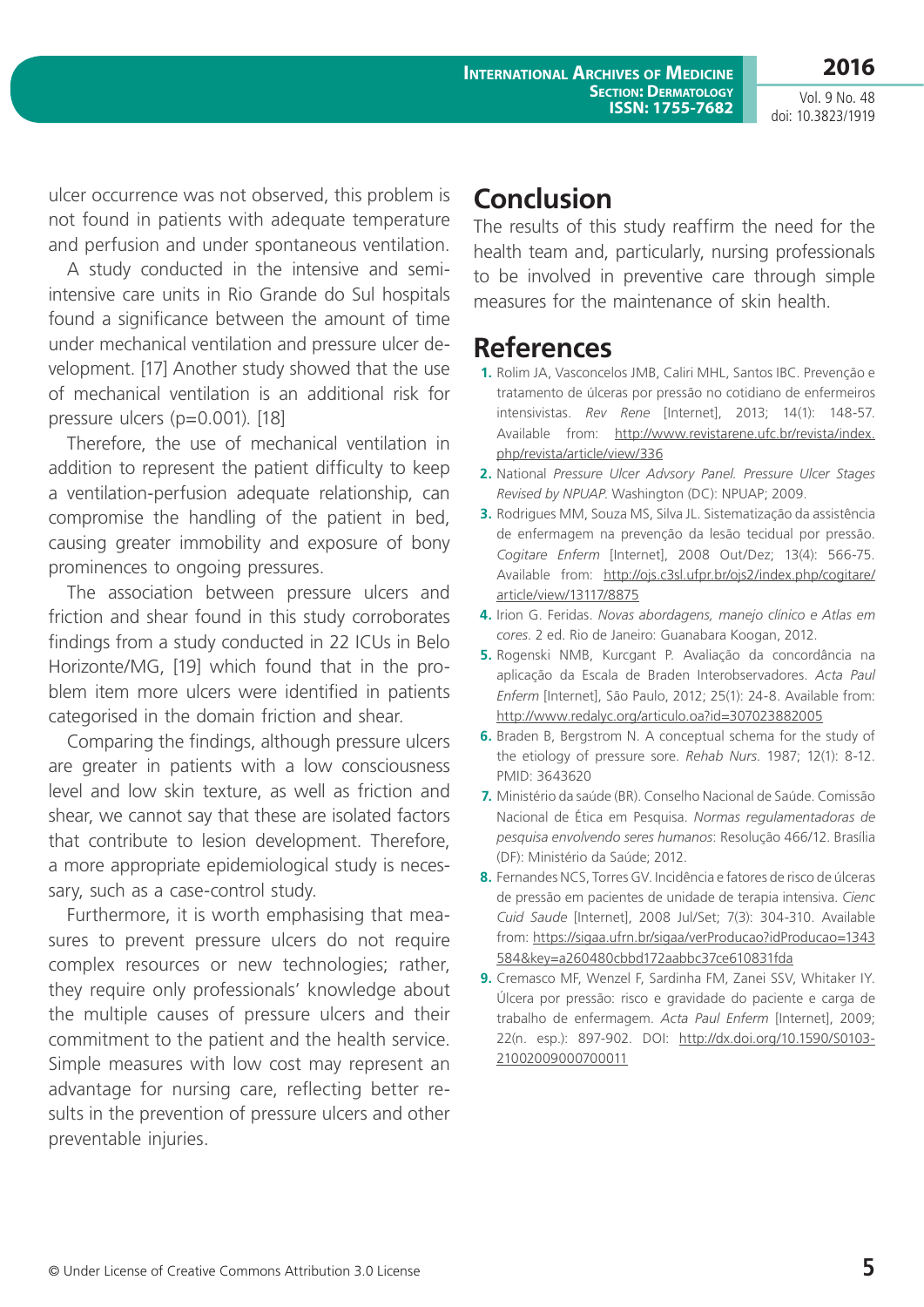ulcer occurrence was not observed, this problem is not found in patients with adequate temperature and perfusion and under spontaneous ventilation.

A study conducted in the intensive and semi-intensive care units in Rio Grande do Sul hospitals found a significance between the amount of time under mechanical ventilation and pressure ulcer development. [17] Another study showed that the use of mechanical ventilation is an additional risk for pressure ulcers (p=0.001). [18]

Therefore, the use of mechanical ventilation in addition to represent the patient difficulty to keep a ventilation-perfusion adequate relationship, can compromise the handling of the patient in bed, causing greater immobility and exposure of bony prominences to ongoing pressures.

The association between pressure ulcers and friction and shear found in this study corroborates findings from a study conducted in 22 ICUs in Belo Horizonte/MG, [19] which found that in the problem item more ulcers were identified in patients categorised in the domain friction and shear.

Comparing the findings, although pressure ulcers are greater in patients with a low consciousness level and low skin texture, as well as friction and shear, we cannot say that these are isolated factors that contribute to lesion development. Therefore, a more appropriate epidemiological study is necessary, such as a case-control study.

Furthermore, it is worth emphasising that measures to prevent pressure ulcers do not require complex resources or new technologies; rather, they require only professionals' knowledge about the multiple causes of pressure ulcers and their commitment to the patient and the health service. Simple measures with low cost may represent an advantage for nursing care, reflecting better results in the prevention of pressure ulcers and other preventable injuries.

# Conclusion

The results of this study reaffirm the need for the health team and, particularly, nursing professionals to be involved in preventive care through simple measures for the maintenance of skin health.

# References

1. Rolim JA, Vasconcelos JMB, Caliri MHL, Santos IBC. Prevenção e tratamento de úlceras por pressão no cotidiano de enfermeiros intensivistas. *Rev Rene* [Internet], 2013; 14(1): 148-57. Available from: http://www.revistarene.ufc.br/revista/index.php/revista/article/view/336
2. National *Pressure Ulcer Advsory Panel. Pressure Ulcer Stages Revised by NPUAP.* Washington (DC): NPUAP; 2009.
3. Rodrigues MM, Souza MS, Silva JL. Sistematização da assistência de enfermagem na prevenção da lesão tecidual por pressão. *Cogitare Enferm* [Internet], 2008 Out/Dez; 13(4): 566-75. Available from: http://ojs.c3sl.ufpr.br/ojs2/index.php/cogitare/article/view/13117/8875
4. Irion G. Feridas. *Novas abordagens, manejo clínico e Atlas em cores.* 2 ed. Rio de Janeiro: Guanabara Koogan, 2012.
5. Rogenski NMB, Kurcgant P. Avaliação da concordância na aplicação da Escala de Braden Interobservadores. *Acta Paul Enferm* [Internet], São Paulo, 2012; 25(1): 24-8. Available from: http://www.redalyc.org/articulo.oa?id=307023882005
6. Braden B, Bergstrom N. A conceptual schema for the study of the etiology of pressure sore. *Rehab Nurs.* 1987; 12(1): 8-12. PMID: 3643620
7. Ministério da saúde (BR). Conselho Nacional de Saúde. Comissão Nacional de Ética em Pesquisa. *Normas regulamentadoras de pesquisa envolvendo seres humanos*: Resolução 466/12. Brasília (DF): Ministério da Saúde; 2012.
8. Fernandes NCS, Torres GV. Incidência e fatores de risco de úlceras de pressão em pacientes de unidade de terapia intensiva. *Cienc Cuid Saude* [Internet], 2008 Jul/Set; 7(3): 304-310. Available from: https://sigaa.ufrn.br/sigaa/verProducao?idProducao=1343584&key=a260480cbbd172aabbc37ce610831fda
9. Cremasco MF, Wenzel F, Sardinha FM, Zanei SSV, Whitaker IY. Úlcera por pressão: risco e gravidade do paciente e carga de trabalho de enfermagem. *Acta Paul Enferm* [Internet], 2009; 22(n. esp.): 897-902. DOI: http://dx.doi.org/10.1590/S0103-21002009000700011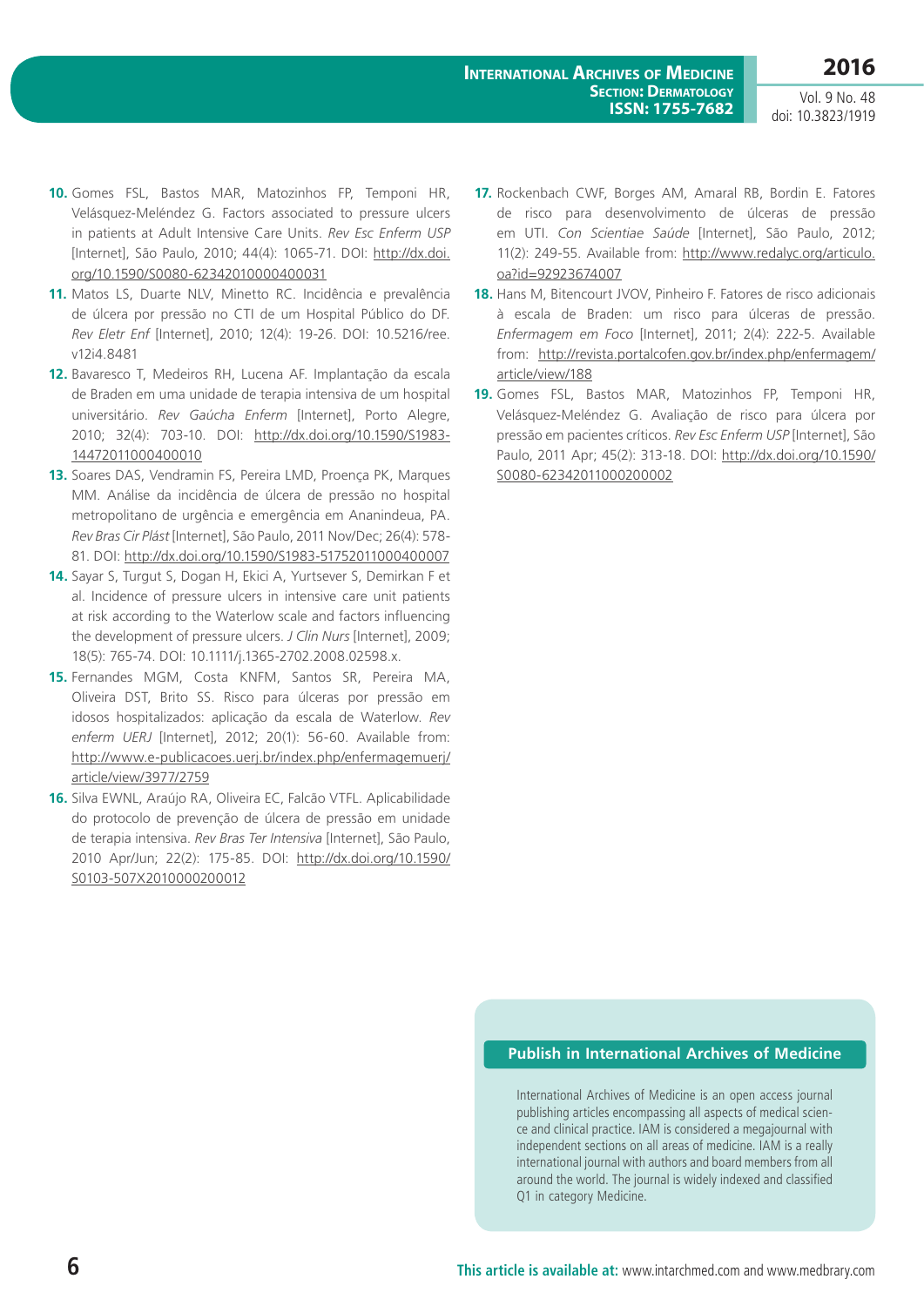10. Gomes FSL, Bastos MAR, Matozinhos FP, Temponi HR, Velásquez-Meléndez G. Factors associated to pressure ulcers in patients at Adult Intensive Care Units. *Rev Esc Enferm USP* [Internet], São Paulo, 2010; 44(4): 1065-71. DOI: http://dx.doi.org/10.1590/S0080-62342010000400031
11. Matos LS, Duarte NLV, Minetto RC. Incidência e prevalência de úlcera por pressão no CTI de um Hospital Público do DF. *Rev Eletr Enf* [Internet], 2010; 12(4): 19-26. DOI: 10.5216/ree.v12i4.8481
12. Bavaresco T, Medeiros RH, Lucena AF. Implantação da escala de Braden em uma unidade de terapia intensiva de um hospital universitário. *Rev Gaúcha Enferm* [Internet], Porto Alegre, 2010; 32(4): 703-10. DOI: http://dx.doi.org/10.1590/S1983-14472011000400010
13. Soares DAS, Vendramin FS, Pereira LMD, Proença PK, Marques MM. Análise da incidência de úlcera de pressão no hospital metropolitano de urgência e emergência em Ananindeua, PA. *Rev Bras Cir Plást* [Internet], São Paulo, 2011 Nov/Dec; 26(4): 578-81. DOI: http://dx.doi.org/10.1590/S1983-51752011000400007
14. Sayar S, Turgut S, Dogan H, Ekici A, Yurtsever S, Demirkan F et al. Incidence of pressure ulcers in intensive care unit patients at risk according to the Waterlow scale and factors influencing the development of pressure ulcers. *J Clin Nurs* [Internet], 2009; 18(5): 765-74. DOI: 10.1111/j.1365-2702.2008.02598.x.
15. Fernandes MGM, Costa KNFM, Santos SR, Pereira MA, Oliveira DST, Brito SS. Risco para úlceras por pressão em idosos hospitalizados: aplicação da escala de Waterlow. *Rev enferm UERJ* [Internet], 2012; 20(1): 56-60. Available from: http://www.e-publicacoes.uerj.br/index.php/enfermagemuerj/article/view/3977/2759
16. Silva EWNL, Araújo RA, Oliveira EC, Falcão VTFL. Aplicabilidade do protocolo de prevenção de úlcera de pressão em unidade de terapia intensiva. *Rev Bras Ter Intensiva* [Internet], São Paulo, 2010 Apr/Jun; 22(2): 175-85. DOI: http://dx.doi.org/10.1590/S0103-507X2010000200012
17. Rockenbach CWF, Borges AM, Amaral RB, Bordin E. Fatores de risco para desenvolvimento de úlceras de pressão em UTI. *Con Scientiae Saúde* [Internet], São Paulo, 2012; 11(2): 249-55. Available from: http://www.redalyc.org/articulo.oa?id=92923674007
18. Hans M, Bitencourt JVOV, Pinheiro F. Fatores de risco adicionais à escala de Braden: um risco para úlceras de pressão. *Enfermagem em Foco* [Internet], 2011; 2(4): 222-5. Available from: http://revista.portalcofen.gov.br/index.php/enfermagem/article/view/188
19. Gomes FSL, Bastos MAR, Matozinhos FP, Temponi HR, Velásquez-Meléndez G. Avaliação de risco para úlcera por pressão em pacientes críticos. *Rev Esc Enferm USP* [Internet], São Paulo, 2011 Apr; 45(2): 313-18. DOI: http://dx.doi.org/10.1590/S0080-62342011000200002

**Publish in International Archives of Medicine**

International Archives of Medicine is an open access journal publishing articles encompassing all aspects of medical science and clinical practice. IAM is considered a megajournal with independent sections on all areas of medicine. IAM is a really international journal with authors and board members from all around the world. The journal is widely indexed and classified Q1 in category Medicine.